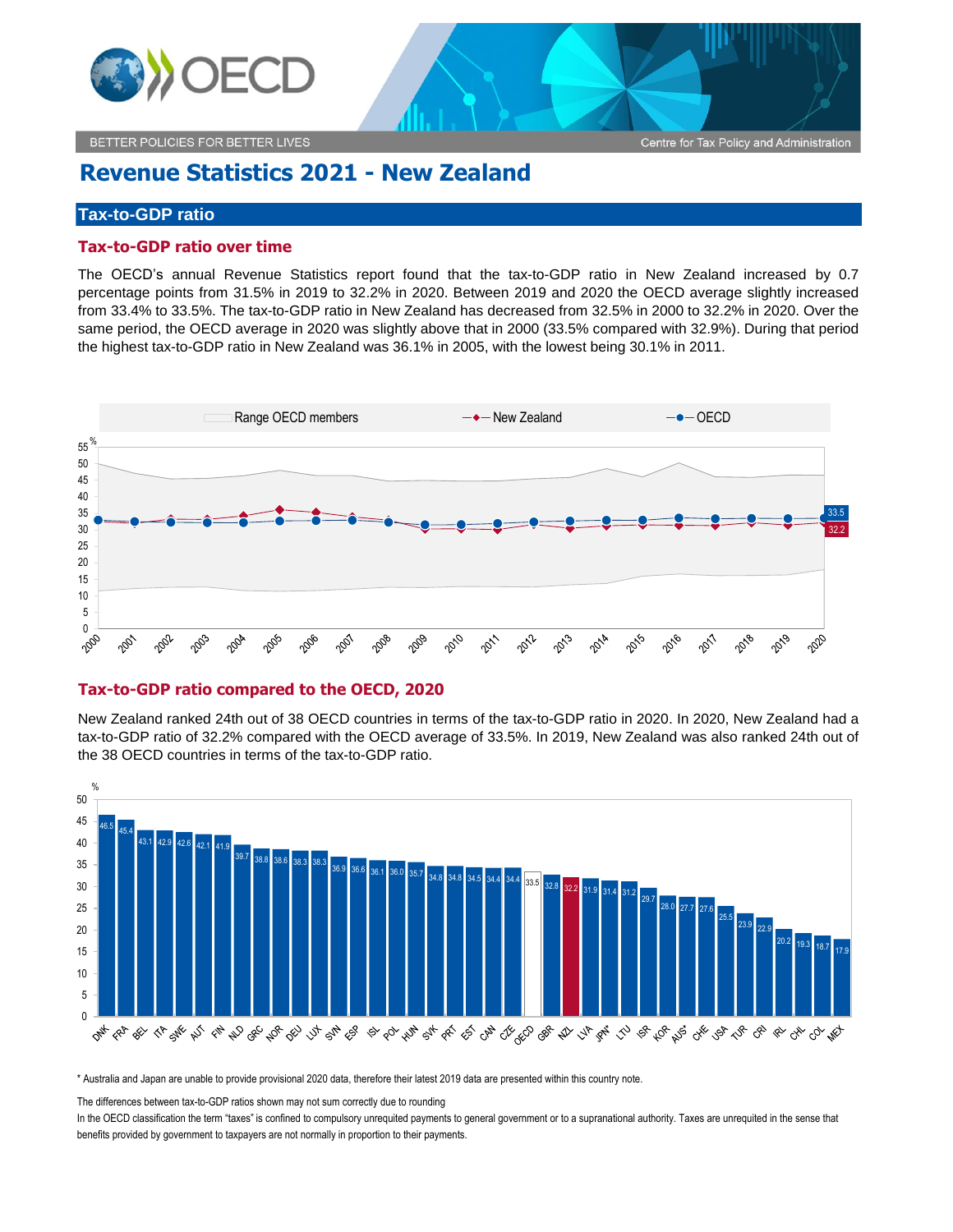# Revenue Statistics 2021 - New Zealand

## Tax-to-GDP ratio

### Tax-to-GDP ratio over time

The OECD's annual Revenue Statistics report found that the tax-to-GDP ratio in New Zealand increased by 0.7 percentage points from 31.5% in 2019 to 32.2% in 2020. Between 2019 and 2020 the OECD average slightly increased from 33.4% to 33.5%. The tax-to-GDP ratio in New Zealand has decreased from 32.5% in 2000 to 32.2% in 2020. Over the same period, the OECD average in 2020 was slightly above that in 2000 (33.5% compared with 32.9%). During that period the highest tax-to-GDP ratio in New Zealand was 36.1% in 2005, with the lowest being 30.1% in 2011.

### Tax-to-GDP ratio compared to the OECD, 2020

New Zealand ranked 24th out of 38 OECD countries in terms of the tax-to-GDP ratio in 2020. In 2020, New Zealand had a tax-to-GDP ratio of 32.2% compared with the OECD average of 33.5%. In 2019, New Zealand was also ranked 24th out of the 38 OECD countries in terms of the tax-to-GDP ratio.

| Country | % |
|---|---|
| DNK | 46.5 |
| FRA | 45.4 |
| BEL | 43.1 |
| ITA | 42.9 |
| SWE | 42.6 |
| AUT | 42.1 |
| FIN | 41.9 |
| NLD | 39.7 |
| GRC | 38.8 |
| NOR | 38.6 |
| DEU | 38.3 |
| LUX | 38.3 |
| SVN | 36.9 |
| ESP | 36.6 |
| ISL | 36.1 |
| POL | 36.0 |
| HUN | 35.7 |
| SVK | 34.8 |
| PRT | 34.8 |
| EST | 34.5 |
| CAN | 34.4 |
| CZE | 34.4 |
| OECD | 33.5 |
| GBR | 32.8 |
| NZL | 32.2 |
| LVA | 31.9 |
| JPN* | 31.4 |
| LTU | 31.2 |
| ISR | 29.7 |
| KOR | 28.0 |
| AUS* | 27.7 |
| CHE | 27.6 |
| USA | 25.5 |
| TUR | 23.9 |
| CRI | 22.9 |
| IRL | 20.2 |
| CHL | 19.3 |
| COL | 18.7 |
| MEX | 17.9 |

\* Australia and Japan are unable to provide provisional 2020 data, therefore their latest 2019 data are presented within this country note.

The differences between tax-to-GDP ratios shown may not sum correctly due to rounding

In the OECD classification the term "taxes" is confined to compulsory unrequited payments to general government or to a supranational authority. Taxes are unrequited in the sense that benefits provided by government to taxpayers are not normally in proportion to their payments.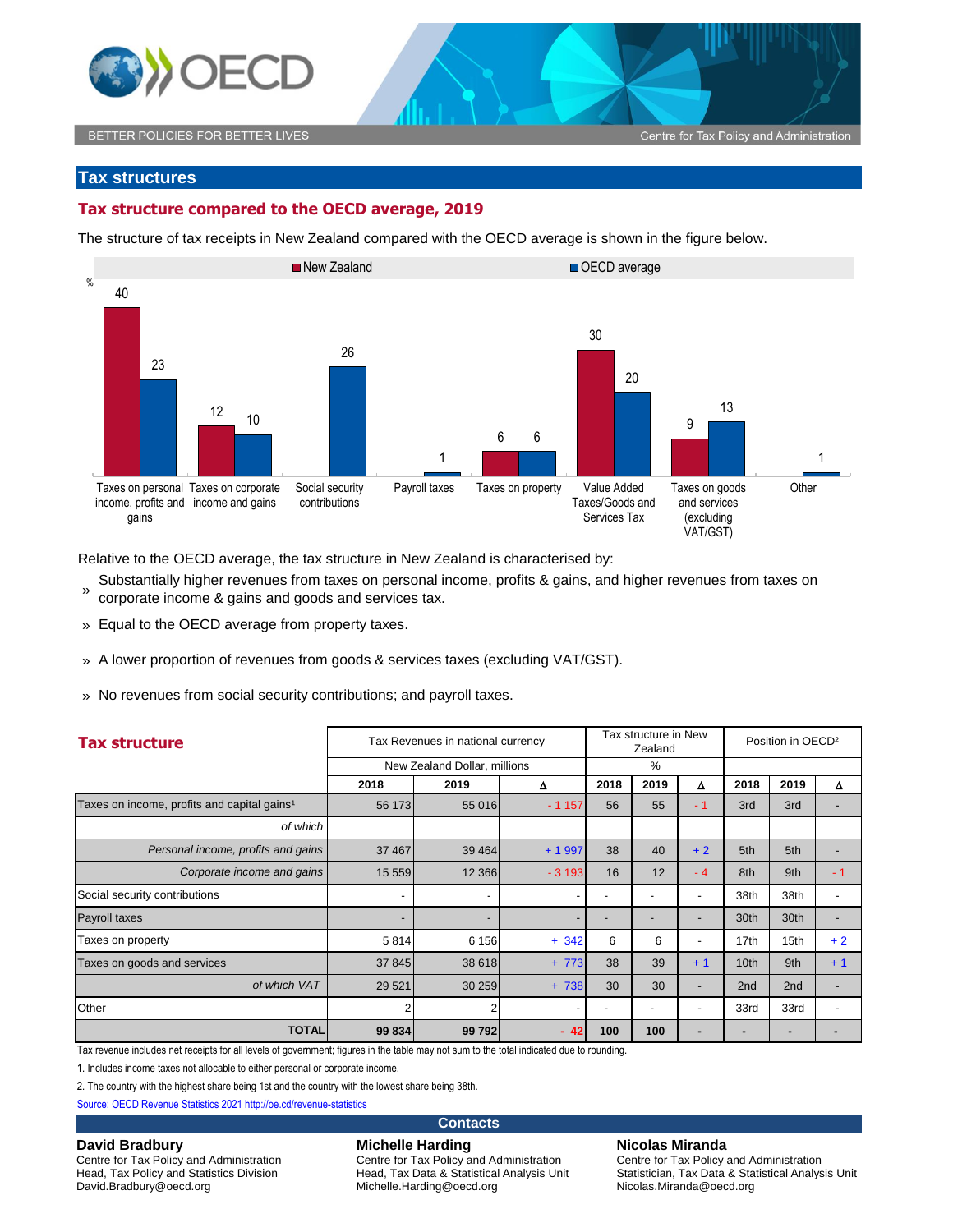BETTER POLICIES FOR BETTER LIVES

Centre for Tax Policy and Administration

## Tax structures

### Tax structure compared to the OECD average, 2019

The structure of tax receipts in New Zealand compared with the OECD average is shown in the figure below.

New Zealand
OECD average
%
40
23
12
10
26
1
6
6
30
20
9
13
1
Taxes on personal income, profits and gains
Taxes on corporate income and gains
Social security contributions
Payroll taxes
Taxes on property
Value Added Taxes/Goods and Services Tax
Taxes on goods and services (excluding VAT/GST)
Other

Relative to the OECD average, the tax structure in New Zealand is characterised by:

» Substantially higher revenues from taxes on personal income, profits & gains, and higher revenues from taxes on corporate income & gains and goods and services tax.

» Equal to the OECD average from property taxes.

» A lower proportion of revenues from goods & services taxes (excluding VAT/GST).

» No revenues from social security contributions; and payroll taxes.

### Tax structure

| | Tax Revenues in national currency | | | Tax structure in New Zealand | | | Position in OECD[2] | | |
|---|---|---|---|---|---|---|---|---|---|
| | New Zealand Dollar, millions | | | % | | | | | |
| | 2018 | 2019 | Δ | 2018 | 2019 | Δ | 2018 | 2019 | Δ |
| Taxes on income, profits and capital gains[1] | 56 173 | 55 016 | - 1 157 | 56 | 55 | - 1 | 3rd | 3rd | - |
| *of which* | | | | | | | | | |
| *Personal income, profits and gains* | 37 467 | 39 464 | + 1 997 | 38 | 40 | + 2 | 5th | 5th | - |
| *Corporate income and gains* | 15 559 | 12 366 | - 3 193 | 16 | 12 | - 4 | 8th | 9th | - 1 |
| Social security contributions | - | - | - | - | - | - | 38th | 38th | - |
| Payroll taxes | - | - | - | - | - | - | 30th | 30th | - |
| Taxes on property | 5 814 | 6 156 | + 342 | 6 | 6 | - | 17th | 15th | + 2 |
| Taxes on goods and services | 37 845 | 38 618 | + 773 | 38 | 39 | + 1 | 10th | 9th | + 1 |
| *of which VAT* | 29 521 | 30 259 | + 738 | 30 | 30 | - | 2nd | 2nd | - |
| Other | 2 | 2 | - | - | - | - | 33rd | 33rd | - |
| **TOTAL** | **99 834** | **99 792** | **- 42** | **100** | **100** | **-** | **-** | **-** | **-** |

Tax revenue includes net receipts for all levels of government; figures in the table may not sum to the total indicated due to rounding.

1. Includes income taxes not allocable to either personal or corporate income.

2. The country with the highest share being 1st and the country with the lowest share being 38th.

Source: OECD Revenue Statistics 2021 http://oe.cd/revenue-statistics

## Contacts

**David Bradbury**
Centre for Tax Policy and Administration
Head, Tax Policy and Statistics Division
David.Bradbury@oecd.org

**Michelle Harding**
Centre for Tax Policy and Administration
Head, Tax Data & Statistical Analysis Unit
Michelle.Harding@oecd.org

**Nicolas Miranda**
Centre for Tax Policy and Administration
Statistician, Tax Data & Statistical Analysis Unit
Nicolas.Miranda@oecd.org